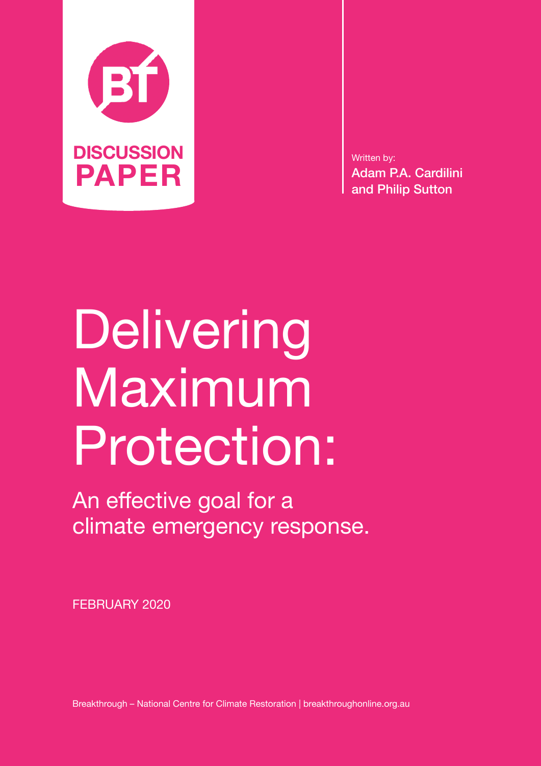**DISCUSSION PAPER**

Written by:
Adam P.A. Cardilini and Philip Sutton

# Delivering Maximum Protection:

## An effective goal for a climate emergency response.

FEBRUARY 2020

Breakthrough – National Centre for Climate Restoration | breakthroughonline.org.au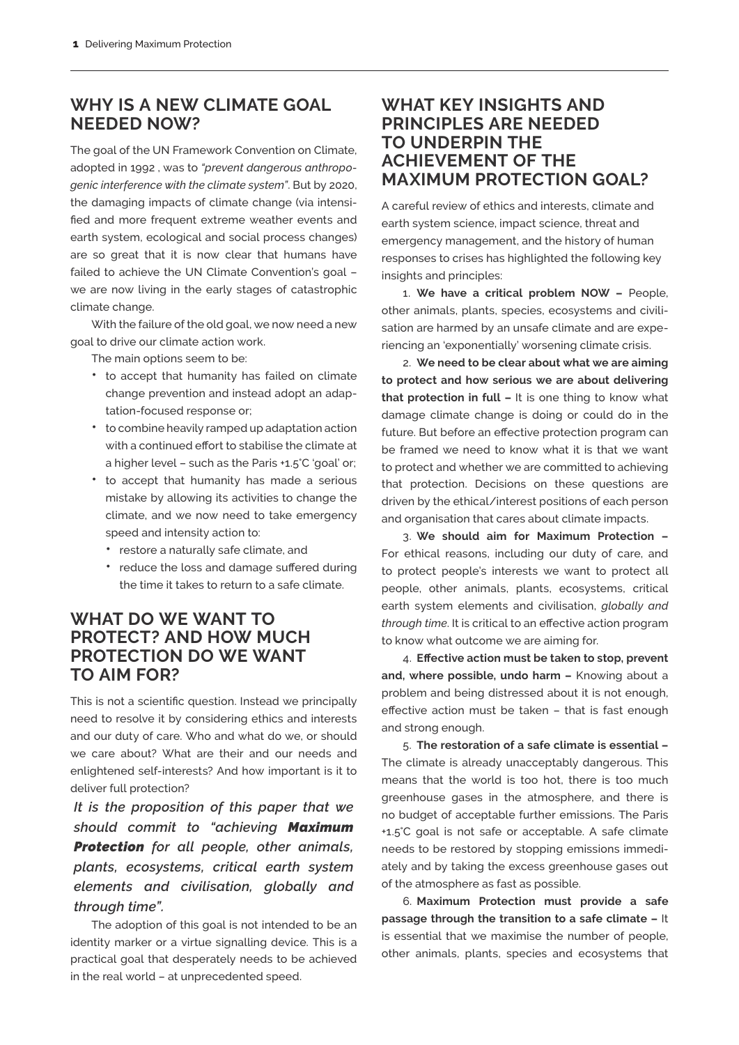## WHY IS A NEW CLIMATE GOAL NEEDED NOW?

The goal of the UN Framework Convention on Climate, adopted in 1992 , was to *"prevent dangerous anthropogenic interference with the climate system"*. But by 2020, the damaging impacts of climate change (via intensified and more frequent extreme weather events and earth system, ecological and social process changes) are so great that it is now clear that humans have failed to achieve the UN Climate Convention's goal – we are now living in the early stages of catastrophic climate change.

With the failure of the old goal, we now need a new goal to drive our climate action work.

The main options seem to be:

- to accept that humanity has failed on climate change prevention and instead adopt an adaptation-focused response or;
- to combine heavily ramped up adaptation action with a continued effort to stabilise the climate at a higher level – such as the Paris +1.5˚C 'goal' or;
- to accept that humanity has made a serious mistake by allowing its activities to change the climate, and we now need to take emergency speed and intensity action to:
  - restore a naturally safe climate, and
  - reduce the loss and damage suffered during the time it takes to return to a safe climate.

## WHAT DO WE WANT TO PROTECT? AND HOW MUCH PROTECTION DO WE WANT TO AIM FOR?

This is not a scientific question. Instead we principally need to resolve it by considering ethics and interests and our duty of care. Who and what do we, or should we care about? What are their and our needs and enlightened self-interests? And how important is it to deliver full protection?

***It is the proposition of this paper that we should commit to "achieving Maximum Protection for all people, other animals, plants, ecosystems, critical earth system elements and civilisation, globally and through time".***

The adoption of this goal is not intended to be an identity marker or a virtue signalling device. This is a practical goal that desperately needs to be achieved in the real world – at unprecedented speed.

## WHAT KEY INSIGHTS AND PRINCIPLES ARE NEEDED TO UNDERPIN THE ACHIEVEMENT OF THE MAXIMUM PROTECTION GOAL?

A careful review of ethics and interests, climate and earth system science, impact science, threat and emergency management, and the history of human responses to crises has highlighted the following key insights and principles:

1. **We have a critical problem NOW –** People, other animals, plants, species, ecosystems and civilisation are harmed by an unsafe climate and are experiencing an 'exponentially' worsening climate crisis.

2. **We need to be clear about what we are aiming to protect and how serious we are about delivering that protection in full –** It is one thing to know what damage climate change is doing or could do in the future. But before an effective protection program can be framed we need to know what it is that we want to protect and whether we are committed to achieving that protection. Decisions on these questions are driven by the ethical/interest positions of each person and organisation that cares about climate impacts.

3. **We should aim for Maximum Protection –** For ethical reasons, including our duty of care, and to protect people's interests we want to protect all people, other animals, plants, ecosystems, critical earth system elements and civilisation, *globally and through time*. It is critical to an effective action program to know what outcome we are aiming for.

4. **Effective action must be taken to stop, prevent and, where possible, undo harm –** Knowing about a problem and being distressed about it is not enough, effective action must be taken – that is fast enough and strong enough.

5. **The restoration of a safe climate is essential –** The climate is already unacceptably dangerous. This means that the world is too hot, there is too much greenhouse gases in the atmosphere, and there is no budget of acceptable further emissions. The Paris +1.5˚C goal is not safe or acceptable. A safe climate needs to be restored by stopping emissions immediately and by taking the excess greenhouse gases out of the atmosphere as fast as possible.

6. **Maximum Protection must provide a safe passage through the transition to a safe climate –** It is essential that we maximise the number of people, other animals, plants, species and ecosystems that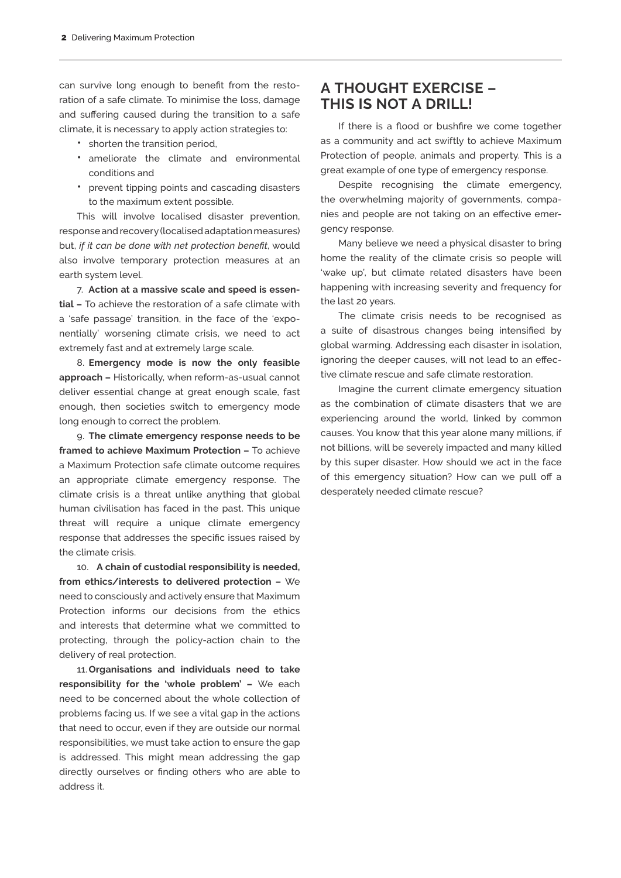can survive long enough to benefit from the restoration of a safe climate. To minimise the loss, damage and suffering caused during the transition to a safe climate, it is necessary to apply action strategies to:

- shorten the transition period,
- ameliorate the climate and environmental conditions and
- prevent tipping points and cascading disasters to the maximum extent possible.

This will involve localised disaster prevention, response and recovery (localised adaptation measures) but, *if it can be done with net protection benefit*, would also involve temporary protection measures at an earth system level.

7. **Action at a massive scale and speed is essential –** To achieve the restoration of a safe climate with a 'safe passage' transition, in the face of the 'exponentially' worsening climate crisis, we need to act extremely fast and at extremely large scale.

8. **Emergency mode is now the only feasible approach –** Historically, when reform-as-usual cannot deliver essential change at great enough scale, fast enough, then societies switch to emergency mode long enough to correct the problem.

9. **The climate emergency response needs to be framed to achieve Maximum Protection –** To achieve a Maximum Protection safe climate outcome requires an appropriate climate emergency response. The climate crisis is a threat unlike anything that global human civilisation has faced in the past. This unique threat will require a unique climate emergency response that addresses the specific issues raised by the climate crisis.

10. **A chain of custodial responsibility is needed, from ethics/interests to delivered protection –** We need to consciously and actively ensure that Maximum Protection informs our decisions from the ethics and interests that determine what we committed to protecting, through the policy-action chain to the delivery of real protection.

11. **Organisations and individuals need to take responsibility for the 'whole problem' –** We each need to be concerned about the whole collection of problems facing us. If we see a vital gap in the actions that need to occur, even if they are outside our normal responsibilities, we must take action to ensure the gap is addressed. This might mean addressing the gap directly ourselves or finding others who are able to address it.

## A THOUGHT EXERCISE – THIS IS NOT A DRILL!

If there is a flood or bushfire we come together as a community and act swiftly to achieve Maximum Protection of people, animals and property. This is a great example of one type of emergency response.

Despite recognising the climate emergency, the overwhelming majority of governments, companies and people are not taking on an effective emergency response.

Many believe we need a physical disaster to bring home the reality of the climate crisis so people will 'wake up', but climate related disasters have been happening with increasing severity and frequency for the last 20 years.

The climate crisis needs to be recognised as a suite of disastrous changes being intensified by global warming. Addressing each disaster in isolation, ignoring the deeper causes, will not lead to an effective climate rescue and safe climate restoration.

Imagine the current climate emergency situation as the combination of climate disasters that we are experiencing around the world, linked by common causes. You know that this year alone many millions, if not billions, will be severely impacted and many killed by this super disaster. How should we act in the face of this emergency situation? How can we pull off a desperately needed climate rescue?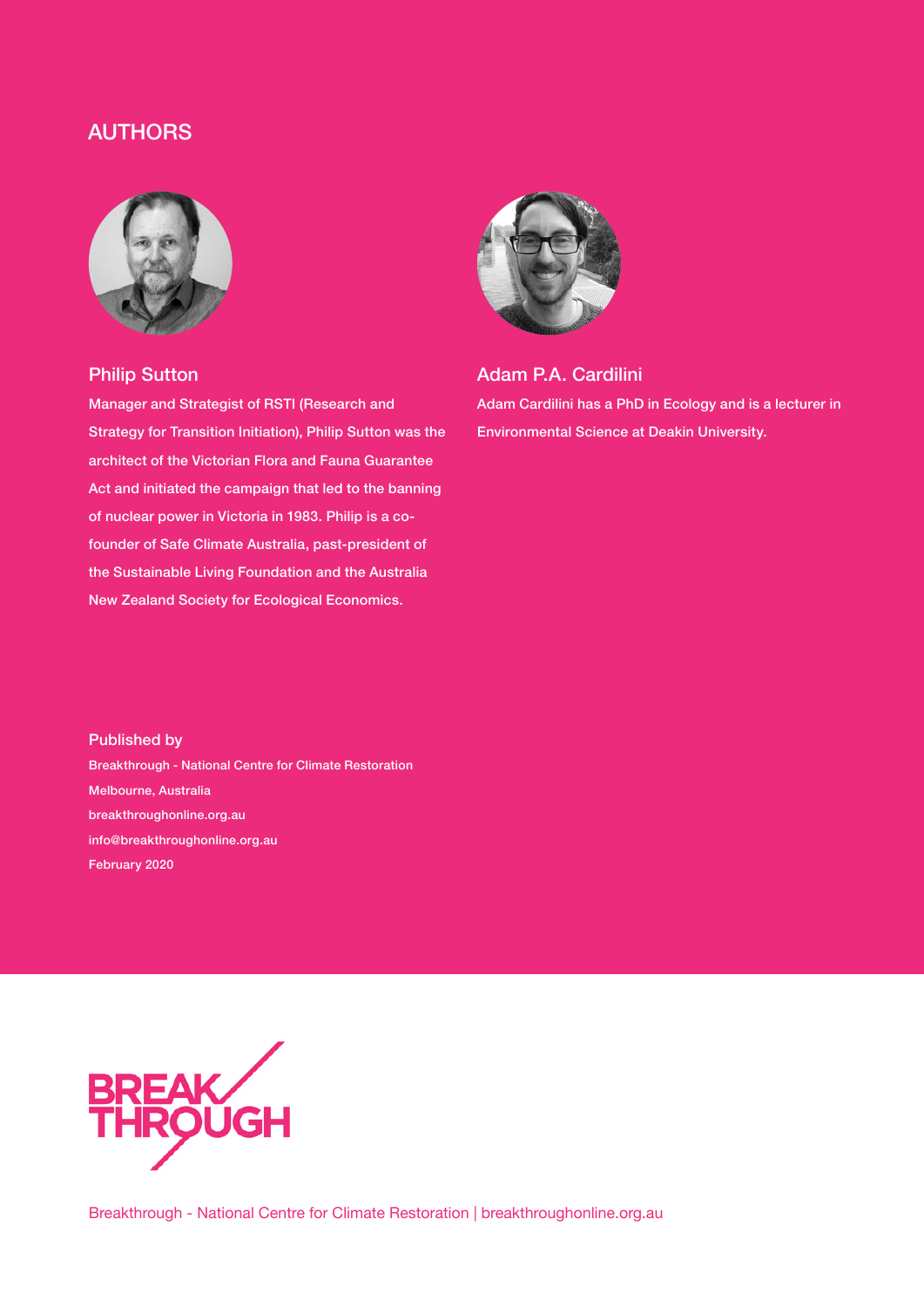## AUTHORS

### Philip Sutton

Manager and Strategist of RSTI (Research and Strategy for Transition Initiation), Philip Sutton was the architect of the Victorian Flora and Fauna Guarantee Act and initiated the campaign that led to the banning of nuclear power in Victoria in 1983. Philip is a co-founder of Safe Climate Australia, past-president of the Sustainable Living Foundation and the Australia New Zealand Society for Ecological Economics.

### Adam P.A. Cardilini

Adam Cardilini has a PhD in Ecology and is a lecturer in Environmental Science at Deakin University.

**Published by**

Breakthrough - National Centre for Climate Restoration
Melbourne, Australia
breakthroughonline.org.au
info@breakthroughonline.org.au
February 2020

BREAKTHROUGH

Breakthrough - National Centre for Climate Restoration | breakthroughonline.org.au